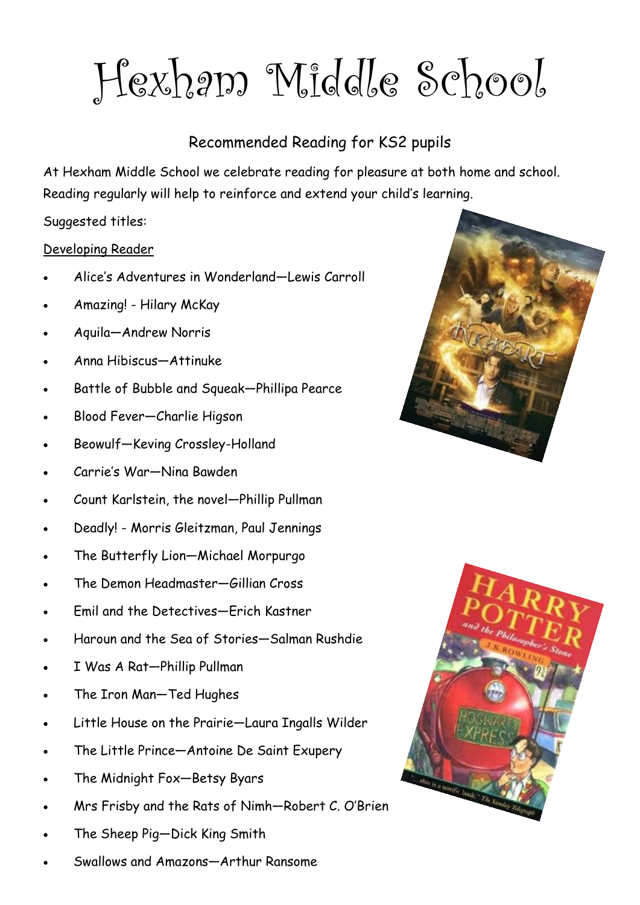# Hexham Middle School

## Recommended Reading for KS2 pupils

At Hexham Middle School we celebrate reading for pleasure at both home and school. Reading regularly will help to reinforce and extend your child's learning.

Suggested titles:

<u>Developing Reader</u>

- Alice's Adventures in Wonderland—Lewis Carroll
- Amazing! - Hilary McKay
- Aquila—Andrew Norris
- Anna Hibiscus—Attinuke
- Battle of Bubble and Squeak—Phillipa Pearce
- Blood Fever—Charlie Higson
- Beowulf—Keving Crossley-Holland
- Carrie's War—Nina Bawden
- Count Karlstein, the novel—Phillip Pullman
- Deadly! - Morris Gleitzman, Paul Jennings
- The Butterfly Lion—Michael Morpurgo
- The Demon Headmaster—Gillian Cross
- Emil and the Detectives—Erich Kastner
- Haroun and the Sea of Stories—Salman Rushdie
- I Was A Rat—Phillip Pullman
- The Iron Man—Ted Hughes
- Little House on the Prairie—Laura Ingalls Wilder
- The Little Prince—Antoine De Saint Exupery
- The Midnight Fox—Betsy Byars
- Mrs Frisby and the Rats of Nimh—Robert C. O'Brien
- The Sheep Pig—Dick King Smith
- Swallows and Amazons—Arthur Ransome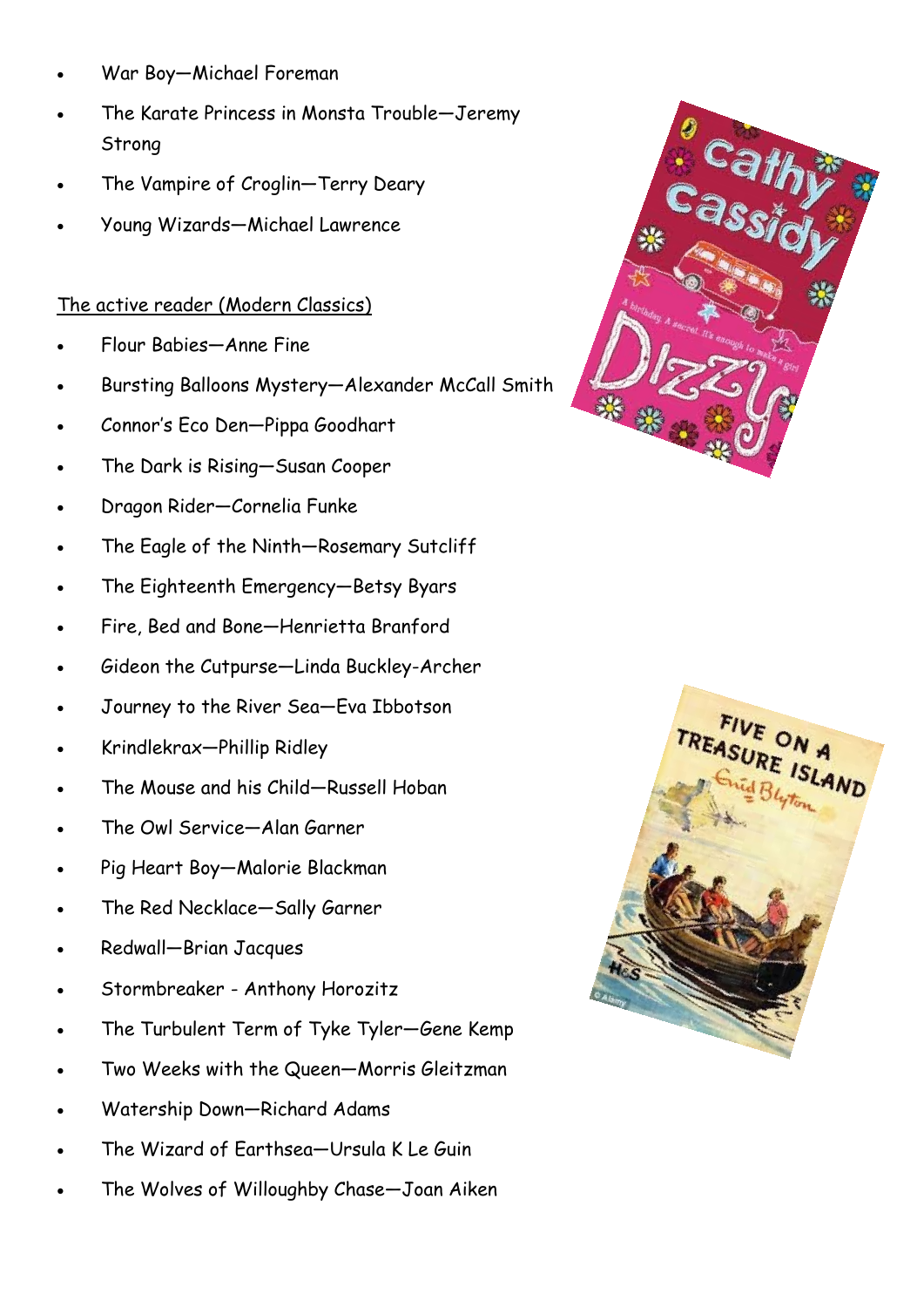- War Boy—Michael Foreman
- The Karate Princess in Monsta Trouble—Jeremy Strong
- The Vampire of Croglin—Terry Deary
- Young Wizards—Michael Lawrence

<u>The active reader (Modern Classics)</u>

- Flour Babies—Anne Fine
- Bursting Balloons Mystery—Alexander McCall Smith
- Connor's Eco Den—Pippa Goodhart
- The Dark is Rising—Susan Cooper
- Dragon Rider—Cornelia Funke
- The Eagle of the Ninth—Rosemary Sutcliff
- The Eighteenth Emergency—Betsy Byars
- Fire, Bed and Bone—Henrietta Branford
- Gideon the Cutpurse—Linda Buckley-Archer
- Journey to the River Sea—Eva Ibbotson
- Krindlekrax—Phillip Ridley
- The Mouse and his Child—Russell Hoban
- The Owl Service—Alan Garner
- Pig Heart Boy—Malorie Blackman
- The Red Necklace—Sally Garner
- Redwall—Brian Jacques
- Stormbreaker - Anthony Horozitz
- The Turbulent Term of Tyke Tyler—Gene Kemp
- Two Weeks with the Queen—Morris Gleitzman
- Watership Down—Richard Adams
- The Wizard of Earthsea—Ursula K Le Guin
- The Wolves of Willoughby Chase—Joan Aiken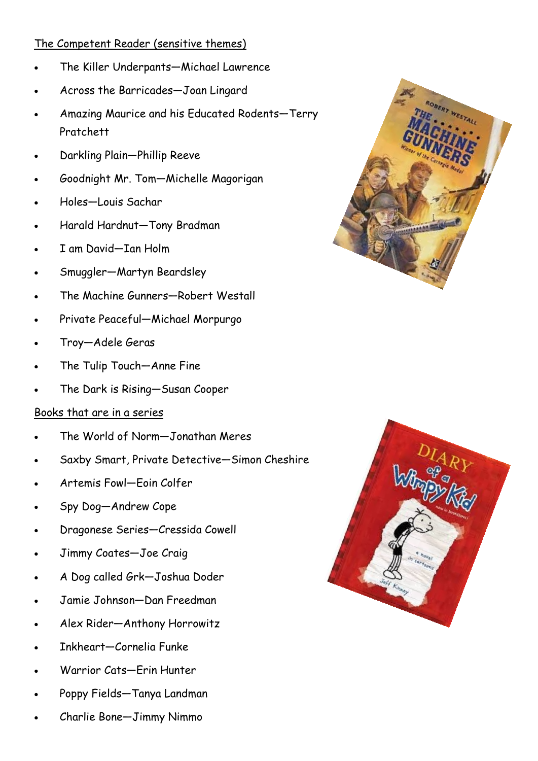The Competent Reader (sensitive themes)

- The Killer Underpants—Michael Lawrence
- Across the Barricades—Joan Lingard
- Amazing Maurice and his Educated Rodents—Terry Pratchett
- Darkling Plain—Phillip Reeve
- Goodnight Mr. Tom—Michelle Magorigan
- Holes—Louis Sachar
- Harald Hardnut—Tony Bradman
- I am David—Ian Holm
- Smuggler—Martyn Beardsley
- The Machine Gunners—Robert Westall
- Private Peaceful—Michael Morpurgo
- Troy—Adele Geras
- The Tulip Touch—Anne Fine
- The Dark is Rising—Susan Cooper

Books that are in a series

- The World of Norm—Jonathan Meres
- Saxby Smart, Private Detective—Simon Cheshire
- Artemis Fowl—Eoin Colfer
- Spy Dog—Andrew Cope
- Dragonese Series—Cressida Cowell
- Jimmy Coates—Joe Craig
- A Dog called Grk—Joshua Doder
- Jamie Johnson—Dan Freedman
- Alex Rider—Anthony Horrowitz
- Inkheart—Cornelia Funke
- Warrior Cats—Erin Hunter
- Poppy Fields—Tanya Landman
- Charlie Bone—Jimmy Nimmo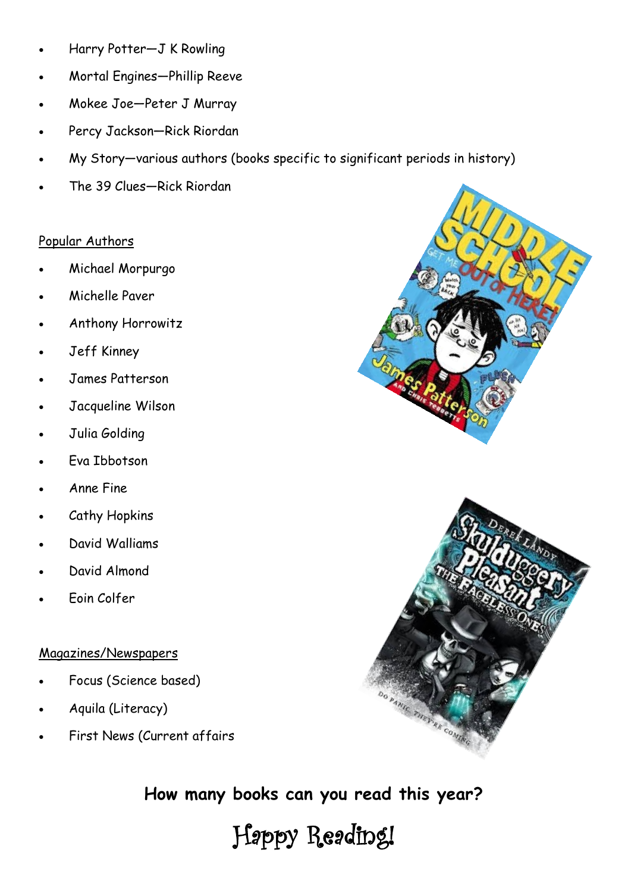- Harry Potter—J K Rowling
- Mortal Engines—Phillip Reeve
- Mokee Joe—Peter J Murray
- Percy Jackson—Rick Riordan
- My Story—various authors (books specific to significant periods in history)
- The 39 Clues—Rick Riordan

Popular Authors

- Michael Morpurgo
- Michelle Paver
- Anthony Horrowitz
- Jeff Kinney
- James Patterson
- Jacqueline Wilson
- Julia Golding
- Eva Ibbotson
- Anne Fine
- Cathy Hopkins
- David Walliams
- David Almond
- Eoin Colfer

Magazines/Newspapers

- Focus (Science based)
- Aquila (Literacy)
- First News (Current affairs

**How many books can you read this year?**

Happy Reading!